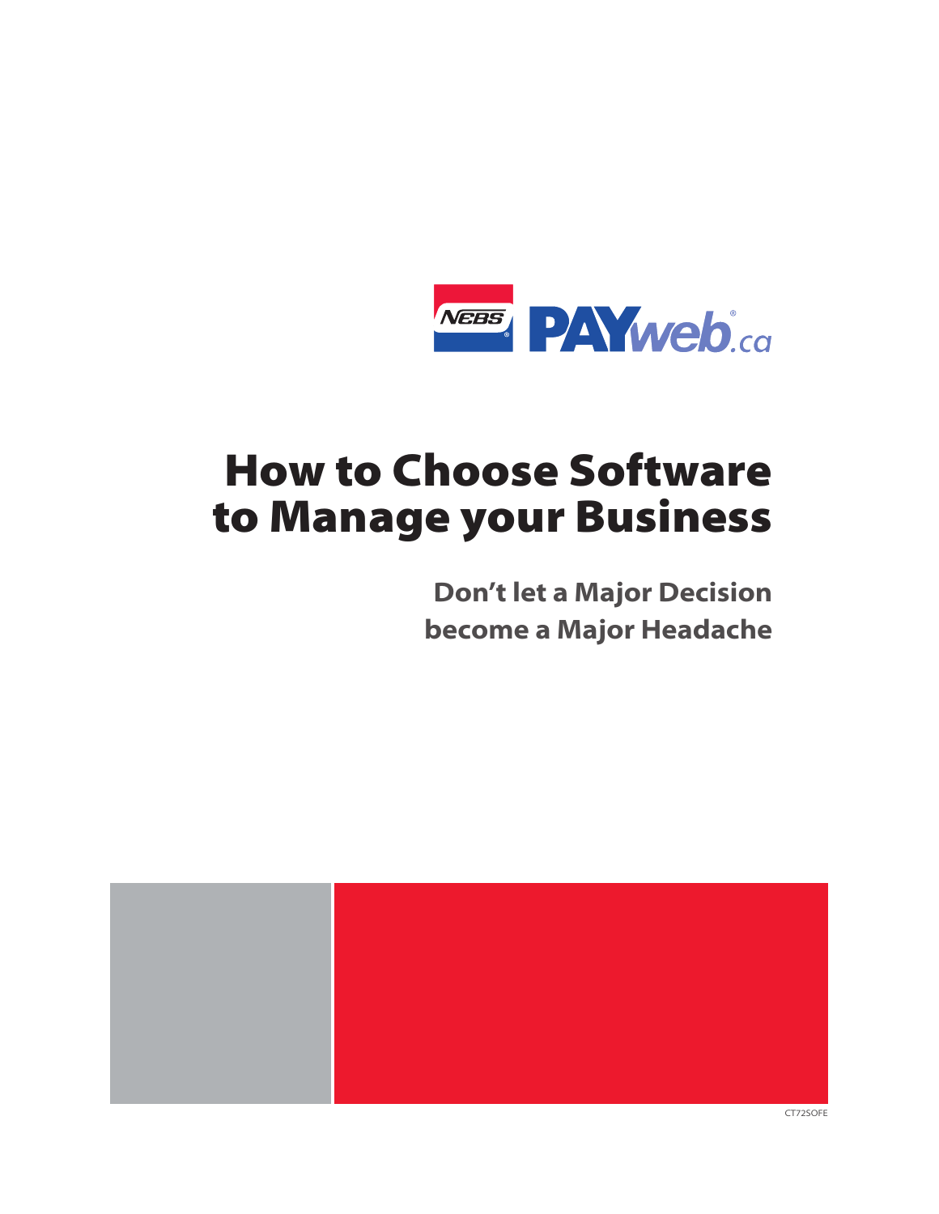NEBS PAYweb.ca

# How to Choose Software to Manage your Business

## Don't let a Major Decision become a Major Headache

CT72SOFE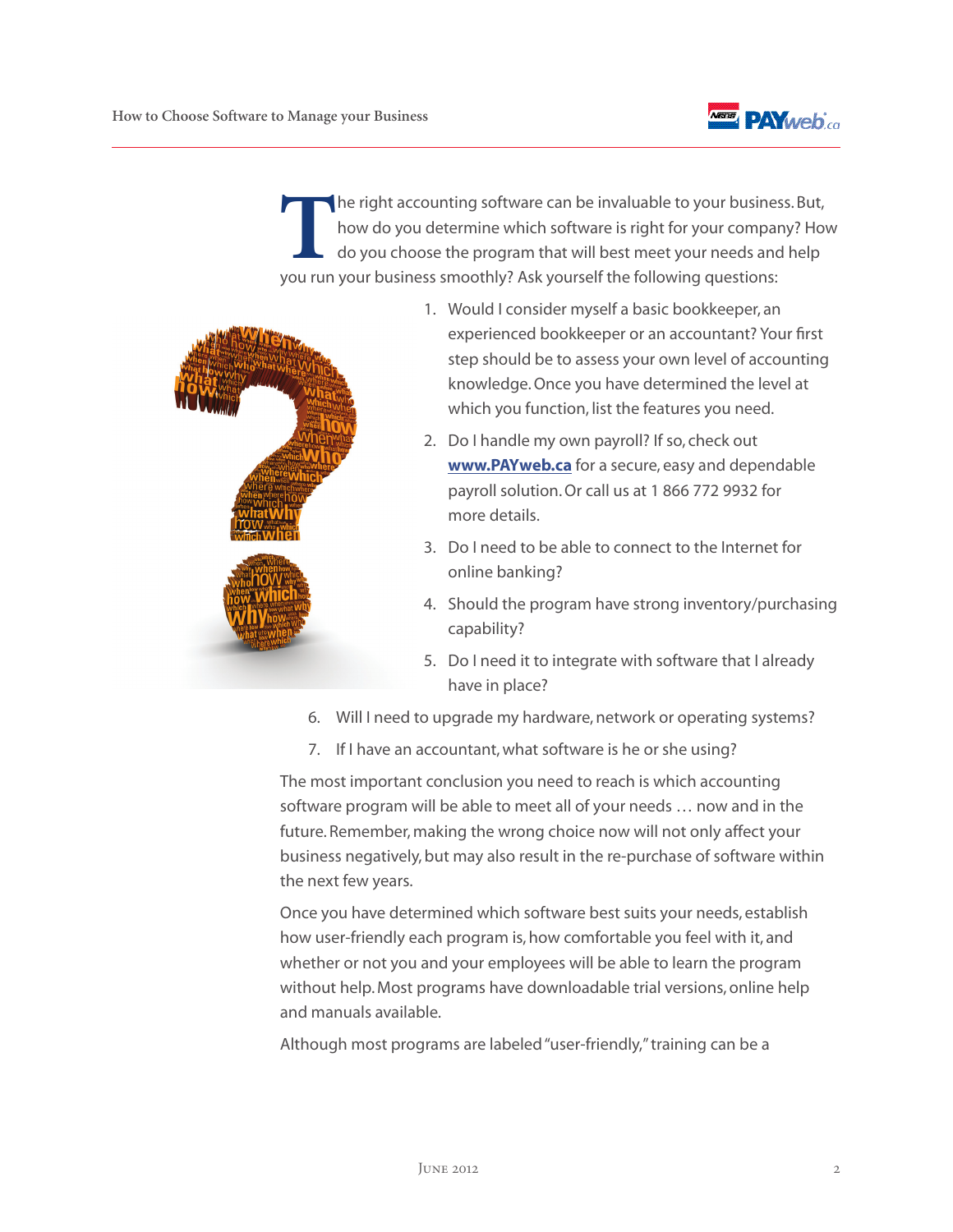The right accounting software can be invaluable to your business. But, how do you determine which software is right for your company? How do you choose the program that will best meet your needs and help you run your business smoothly? Ask yourself the following questions:

1. Would I consider myself a basic bookkeeper, an experienced bookkeeper or an accountant? Your first step should be to assess your own level of accounting knowledge. Once you have determined the level at which you function, list the features you need.
2. Do I handle my own payroll? If so, check out **www.PAYweb.ca** for a secure, easy and dependable payroll solution. Or call us at 1 866 772 9932 for more details.
3. Do I need to be able to connect to the Internet for online banking?
4. Should the program have strong inventory/purchasing capability?
5. Do I need it to integrate with software that I already have in place?
6. Will I need to upgrade my hardware, network or operating systems?
7. If I have an accountant, what software is he or she using?

The most important conclusion you need to reach is which accounting software program will be able to meet all of your needs … now and in the future. Remember, making the wrong choice now will not only affect your business negatively, but may also result in the re-purchase of software within the next few years.

Once you have determined which software best suits your needs, establish how user-friendly each program is, how comfortable you feel with it, and whether or not you and your employees will be able to learn the program without help. Most programs have downloadable trial versions, online help and manuals available.

Although most programs are labeled "user-friendly," training can be a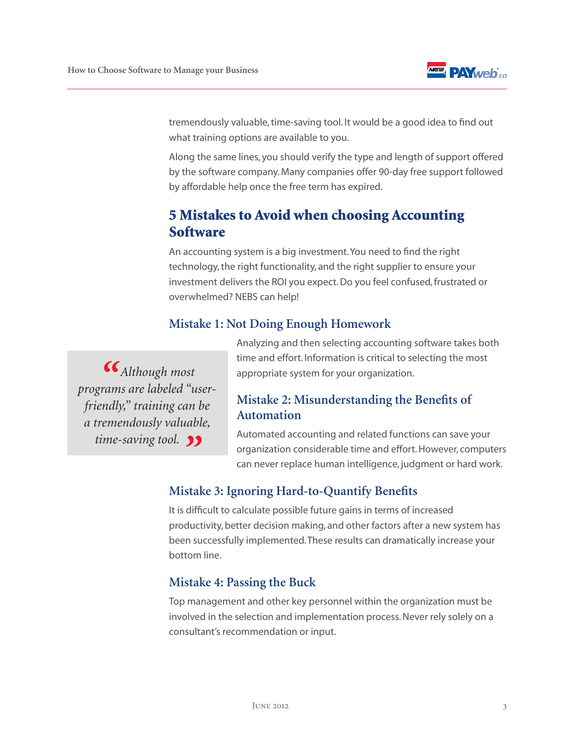tremendously valuable, time-saving tool. It would be a good idea to find out what training options are available to you.

Along the same lines, you should verify the type and length of support offered by the software company. Many companies offer 90-day free support followed by affordable help once the free term has expired.

## 5 Mistakes to Avoid when choosing Accounting Software

An accounting system is a big investment. You need to find the right technology, the right functionality, and the right supplier to ensure your investment delivers the ROI you expect. Do you feel confused, frustrated or overwhelmed? NEBS can help!

### Mistake 1: Not Doing Enough Homework

Analyzing and then selecting accounting software takes both time and effort. Information is critical to selecting the most appropriate system for your organization.

> *"Although most programs are labeled "user-friendly," training can be a tremendously valuable, time-saving tool."*

### Mistake 2: Misunderstanding the Benefits of Automation

Automated accounting and related functions can save your organization considerable time and effort. However, computers can never replace human intelligence, judgment or hard work.

### Mistake 3: Ignoring Hard-to-Quantify Benefits

It is difficult to calculate possible future gains in terms of increased productivity, better decision making, and other factors after a new system has been successfully implemented. These results can dramatically increase your bottom line.

### Mistake 4: Passing the Buck

Top management and other key personnel within the organization must be involved in the selection and implementation process. Never rely solely on a consultant's recommendation or input.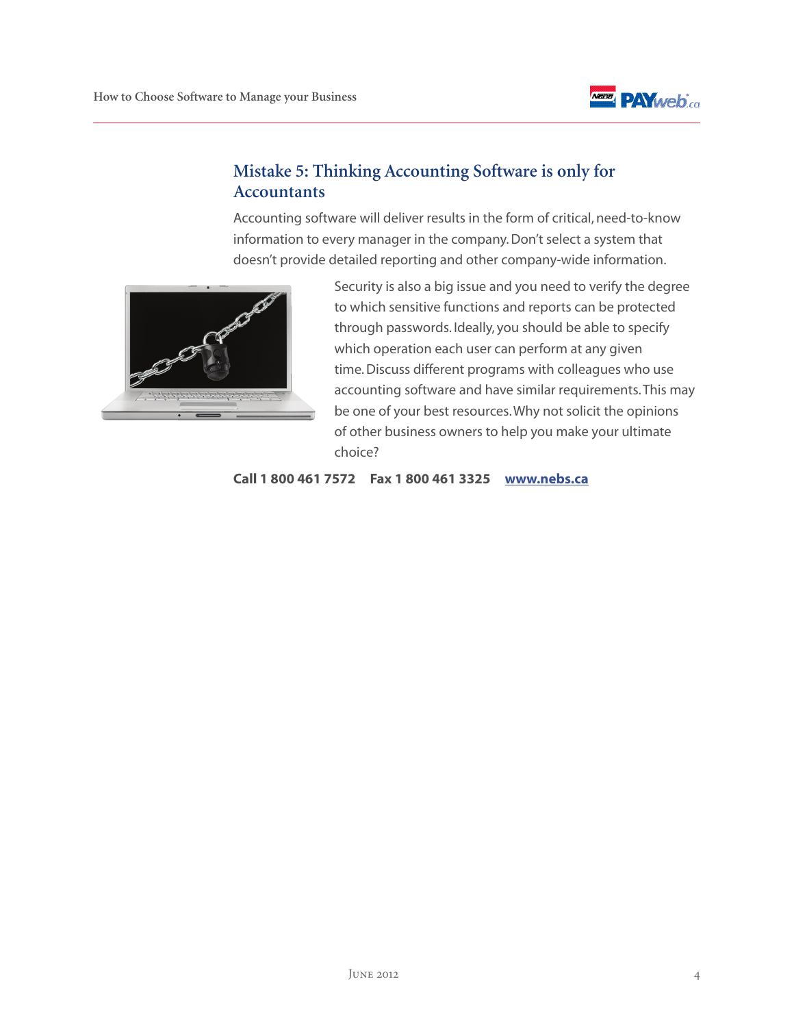## Mistake 5: Thinking Accounting Software is only for Accountants

Accounting software will deliver results in the form of critical, need-to-know information to every manager in the company. Don't select a system that doesn't provide detailed reporting and other company-wide information.

Security is also a big issue and you need to verify the degree to which sensitive functions and reports can be protected through passwords. Ideally, you should be able to specify which operation each user can perform at any given time. Discuss different programs with colleagues who use accounting software and have similar requirements. This may be one of your best resources. Why not solicit the opinions of other business owners to help you make your ultimate choice?

**Call 1 800 461 7572    Fax 1 800 461 3325    www.nebs.ca**